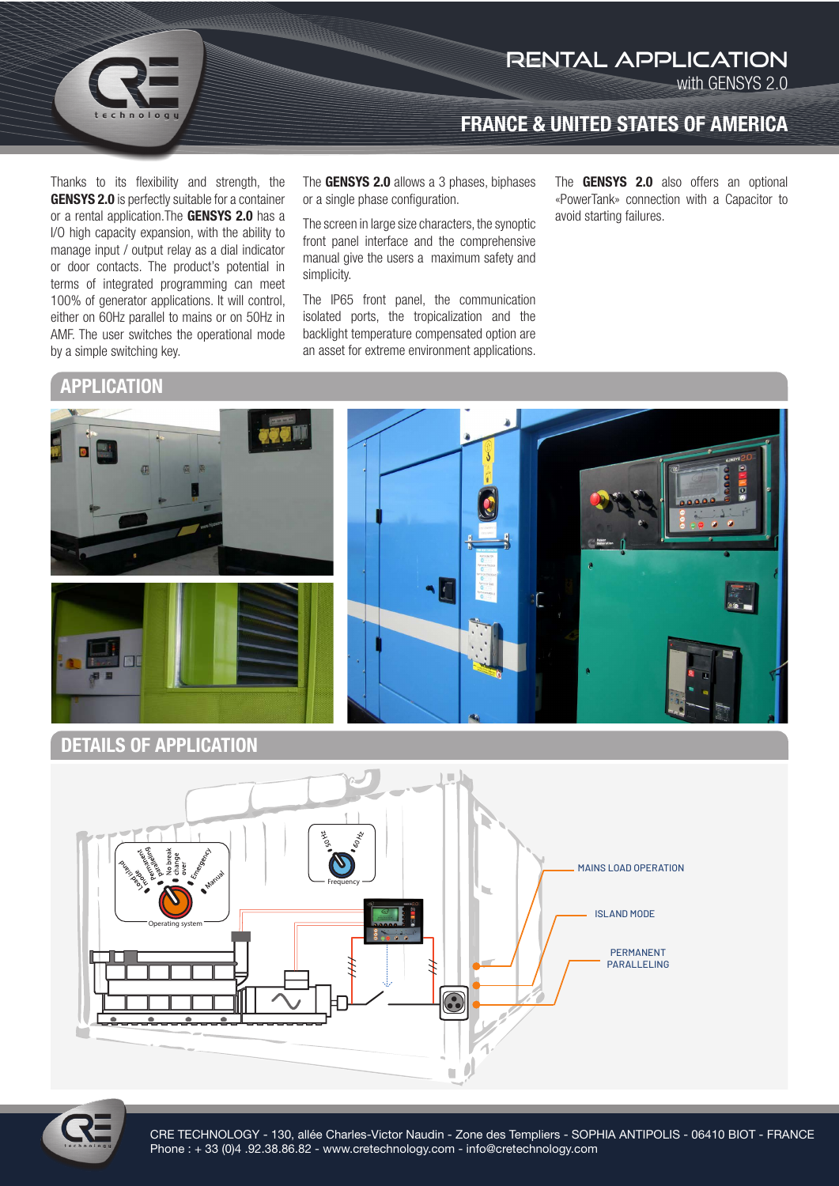# RENTAL APPLICATION

with GENSYS 2.0

## FRANCE & UNITED STATES OF AMERICA

Thanks to its flexibility and strength, the **GENSYS 2.0** is perfectly suitable for a container or a rental application.The **GENSYS 2.0** has a I/O high capacity expansion, with the ability to manage input / output relay as a dial indicator or door contacts. The product's potential in terms of integrated programming can meet 100% of generator applications. It will control, either on 60Hz parallel to mains or on 50Hz in AMF. The user switches the operational mode by a simple switching key.

The **GENSYS 2.0** allows a 3 phases, biphases or a single phase configuration.

The screen in large size characters, the synoptic front panel interface and the comprehensive manual give the users a maximum safety and simplicity.

The IP65 front panel, the communication isolated ports, the tropicalization and the backlight temperature compensated option are an asset for extreme environment applications.

The **GENSYS 2.0** also offers an optional «PowerTank» connection with a Capacitor to avoid starting failures.

## APPLICATION

## DETAILS OF APPLICATION

Load/island mode, Permanent paralleling, No break change over, Emergency, Manual

Operating system

50 Hz, 60 Hz

Frequency

MAINS LOAD OPERATION

ISLAND MODE

PERMANENT PARALLELING

CRE TECHNOLOGY - 130, allée Charles-Victor Naudin - Zone des Templiers - SOPHIA ANTIPOLIS - 06410 BIOT - FRANCE
Phone : + 33 (0)4 .92.38.86.82 - www.cretechnology.com - info@cretechnology.com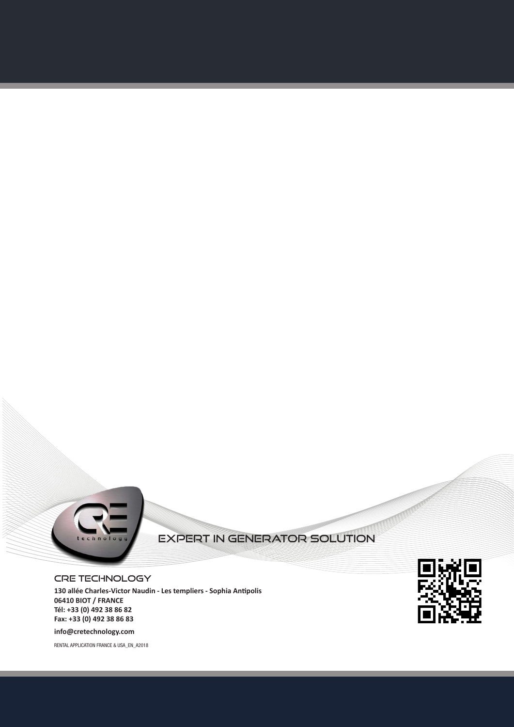EXPERT IN GENERATOR SOLUTION

## CRE TECHNOLOGY

**130 allée Charles-Victor Naudin - Les templiers - Sophia Antipolis**
**06410 BIOT / FRANCE**
**Tél: +33 (0) 492 38 86 82**
**Fax: +33 (0) 492 38 86 83**

**info@cretechnology.com**

RENTAL APPLICATION FRANCE & USA_EN_A2018